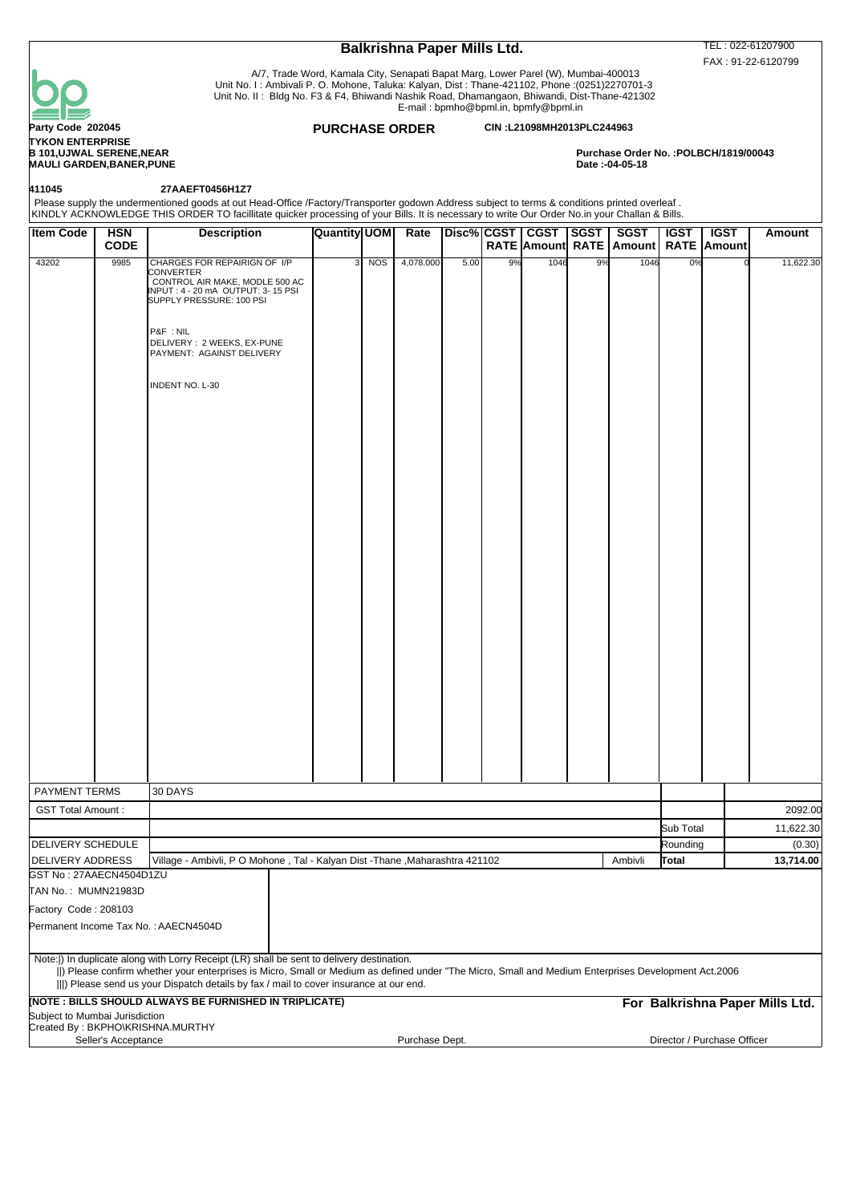# Balkrishna Paper Mills Ltd.

TEL : 022-61207900
FAX : 91-22-6120799

A/7, Trade Word, Kamala City, Senapati Bapat Marg, Lower Parel (W), Mumbai-400013
Unit No. I : Ambivali P. O. Mohone, Taluka: Kalyan, Dist : Thane-421102, Phone :(0251)2270701-3
Unit No. II : Bldg No. F3 & F4, Bhiwandi Nashik Road, Dhamangaon, Bhiwandi, Dist-Thane-421302
E-mail : bpmho@bpml.in, bpmfy@bpml.in

**Party Code 202045**

## PURCHASE ORDER

**CIN :L21098MH2013PLC244963**

**TYKON ENTERPRISE**
**B 101,UJWAL SERENE,NEAR**
**MAULI GARDEN,BANER,PUNE**

**Purchase Order No. :POLBCH/1819/00043**
**Date :-04-05-18**

**411045** **27AAEFT0456H1Z7**

Please supply the undermentioned goods at out Head-Office /Factory/Transporter godown Address subject to terms & conditions printed overleaf .
KINDLY ACKNOWLEDGE THIS ORDER TO facillitate quicker processing of your Bills. It is necessary to write Our Order No.in your Challan & Bills.

| Item Code | HSN CODE | Description | Quantity | UOM | Rate | Disc% | CGST RATE | CGST Amount | SGST RATE | SGST Amount | IGST RATE | IGST Amount | Amount |
|---|---|---|---|---|---|---|---|---|---|---|---|---|---|
| 43202 | 9985 | CHARGES FOR REPAIRIGN OF I/P CONVERTER<br>CONTROL AIR MAKE, MODLE 500 AC<br>INPUT : 4 - 20 mA OUTPUT: 3- 15 PSI<br>SUPPLY PRESSURE: 100 PSI<br><br>P&F : NIL<br>DELIVERY : 2 WEEKS, EX-PUNE<br>PAYMENT: AGAINST DELIVERY<br><br>INDENT NO. L-30 | 3 | NOS | 4,078.000 | 5.00 | 9% | 1046 | 9% | 1046 | 0% | 0 | 11,622.30 |

| | | | |
|---|---|---|---|
| PAYMENT TERMS | 30 DAYS | | |
| GST Total Amount : | | | 2092.00 |
| | | Sub Total | 11,622.30 |
| DELIVERY SCHEDULE | | Rounding | (0.30) |
| DELIVERY ADDRESS | Village - Ambivli, P O Mohone , Tal - Kalyan Dist -Thane ,Maharashtra 421102 Ambivli | **Total** | **13,714.00** |

GST No : 27AAECN4504D1ZU

TAN No. : MUMN21983D

Factory Code : 208103

Permanent Income Tax No. : AAECN4504D

Note:|) In duplicate along with Lorry Receipt (LR) shall be sent to delivery destination.
||) Please confirm whether your enterprises is Micro, Small or Medium as defined under "The Micro, Small and Medium Enterprises Development Act.2006
|||) Please send us your Dispatch details by fax / mail to cover insurance at our end.

**(NOTE : BILLS SHOULD ALWAYS BE FURNISHED IN TRIPLICATE)**

**For Balkrishna Paper Mills Ltd.**

Subject to Mumbai Jurisdiction
Created By : BKPHO\KRISHNA.MURTHY

Seller's Acceptance Purchase Dept. Director / Purchase Officer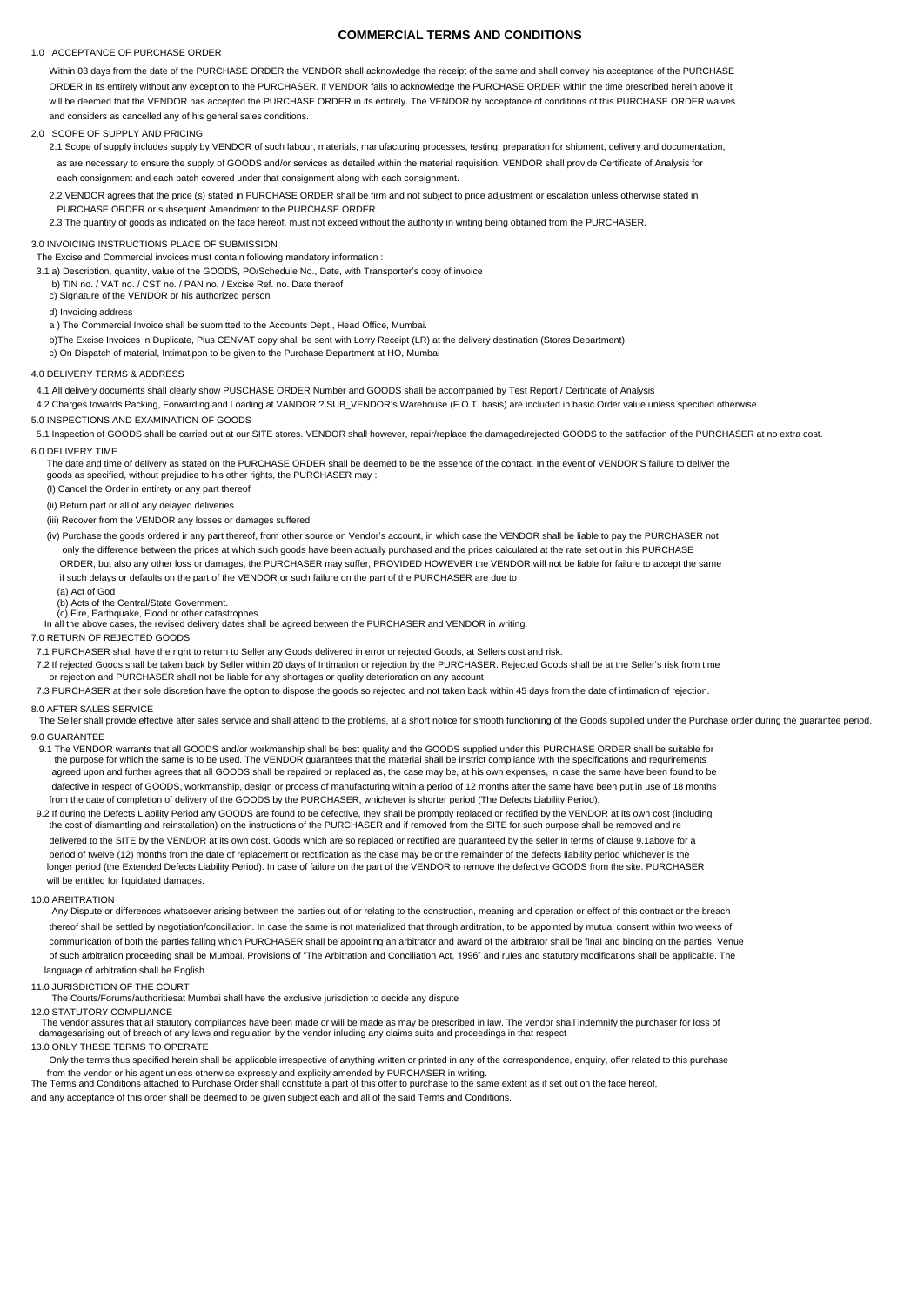# COMMERCIAL TERMS AND CONDITIONS

## 1.0 ACCEPTANCE OF PURCHASE ORDER

Within 03 days from the date of the PURCHASE ORDER the VENDOR shall acknowledge the receipt of the same and shall convey his acceptance of the PURCHASE ORDER in its entirely without any exception to the PURCHASER. if VENDOR fails to acknowledge the PURCHASE ORDER within the time prescribed herein above it will be deemed that the VENDOR has accepted the PURCHASE ORDER in its entirely. The VENDOR by acceptance of conditions of this PURCHASE ORDER waives and considers as cancelled any of his general sales conditions.

## 2.0 SCOPE OF SUPPLY AND PRICING

2.1 Scope of supply includes supply by VENDOR of such labour, materials, manufacturing processes, testing, preparation for shipment, delivery and documentation, as are necessary to ensure the supply of GOODS and/or services as detailed within the material requisition. VENDOR shall provide Certificate of Analysis for each consignment and each batch covered under that consignment along with each consignment.

2.2 VENDOR agrees that the price (s) stated in PURCHASE ORDER shall be firm and not subject to price adjustment or escalation unless otherwise stated in PURCHASE ORDER or subsequent Amendment to the PURCHASE ORDER.

2.3 The quantity of goods as indicated on the face hereof, must not exceed without the authority in writing being obtained from the PURCHASER.

## 3.0 INVOICING INSTRUCTIONS PLACE OF SUBMISSION

The Excise and Commercial invoices must contain following mandatory information :

3.1 a) Description, quantity, value of the GOODS, PO/Schedule No., Date, with Transporter's copy of invoice

b) TIN no. / VAT no. / CST no. / PAN no. / Excise Ref. no. Date thereof

c) Signature of the VENDOR or his authorized person

d) Invoicing address

a ) The Commercial Invoice shall be submitted to the Accounts Dept., Head Office, Mumbai.

b)The Excise Invoices in Duplicate, Plus CENVAT copy shall be sent with Lorry Receipt (LR) at the delivery destination (Stores Department).

c) On Dispatch of material, Intimatipon to be given to the Purchase Department at HO, Mumbai

## 4.0 DELIVERY TERMS & ADDRESS

4.1 All delivery documents shall clearly show PUSCHASE ORDER Number and GOODS shall be accompanied by Test Report / Certificate of Analysis

4.2 Charges towards Packing, Forwarding and Loading at VANDOR ? SUB_VENDOR's Warehouse (F.O.T. basis) are included in basic Order value unless specified otherwise.

## 5.0 INSPECTIONS AND EXAMINATION OF GOODS

5.1 Inspection of GOODS shall be carried out at our SITE stores. VENDOR shall however, repair/replace the damaged/rejected GOODS to the satifaction of the PURCHASER at no extra cost.

## 6.0 DELIVERY TIME

The date and time of delivery as stated on the PURCHASE ORDER shall be deemed to be the essence of the contact. In the event of VENDOR'S failure to deliver the goods as specified, without prejudice to his other rights, the PURCHASER may :

(I) Cancel the Order in entirety or any part thereof

(ii) Return part or all of any delayed deliveries

(iii) Recover from the VENDOR any losses or damages suffered

(iv) Purchase the goods ordered ir any part thereof, from other source on Vendor's account, in which case the VENDOR shall be liable to pay the PURCHASER not only the difference between the prices at which such goods have been actually purchased and the prices calculated at the rate set out in this PURCHASE ORDER, but also any other loss or damages, the PURCHASER may suffer, PROVIDED HOWEVER the VENDOR will not be liable for failure to accept the same if such delays or defaults on the part of the VENDOR or such failure on the part of the PURCHASER are due to

(a) Act of God

(b) Acts of the Central/State Government.

(c) Fire, Earthquake, Flood or other catastrophes

In all the above cases, the revised delivery dates shall be agreed between the PURCHASER and VENDOR in writing.

## 7.0 RETURN OF REJECTED GOODS

7.1 PURCHASER shall have the right to return to Seller any Goods delivered in error or rejected Goods, at Sellers cost and risk.

7.2 If rejected Goods shall be taken back by Seller within 20 days of Intimation or rejection by the PURCHASER. Rejected Goods shall be at the Seller's risk from time or rejection and PURCHASER shall not be liable for any shortages or quality deterioration on any account

7.3 PURCHASER at their sole discretion have the option to dispose the goods so rejected and not taken back within 45 days from the date of intimation of rejection.

## 8.0 AFTER SALES SERVICE

The Seller shall provide effective after sales service and shall attend to the problems, at a short notice for smooth functioning of the Goods supplied under the Purchase order during the guarantee period.

## 9.0 GUARANTEE

9.1 The VENDOR warrants that all GOODS and/or workmanship shall be best quality and the GOODS supplied under this PURCHASE ORDER shall be suitable for the purpose for which the same is to be used. The VENDOR guarantees that the material shall be instrict compliance with the specifications and requrirements agreed upon and further agrees that all GOODS shall be repaired or replaced as, the case may be, at his own expenses, in case the same have been found to be dafective in respect of GOODS, workmanship, design or process of manufacturing within a period of 12 months after the same have been put in use of 18 months from the date of completion of delivery of the GOODS by the PURCHASER, whichever is shorter period (The Defects Liability Period).

9.2 If during the Defects Liability Period any GOODS are found to be defective, they shall be promptly replaced or rectified by the VENDOR at its own cost (including the cost of dismantling and reinstallation) on the instructions of the PURCHASER and if removed from the SITE for such purpose shall be removed and re delivered to the SITE by the VENDOR at its own cost. Goods which are so replaced or rectified are guaranteed by the seller in terms of clause 9.1above for a period of twelve (12) months from the date of replacement or rectification as the case may be or the remainder of the defects liability period whichever is the longer period (the Extended Defects Liability Period). In case of failure on the part of the VENDOR to remove the defective GOODS from the site. PURCHASER will be entitled for liquidated damages.

## 10.0 ARBITRATION

Any Dispute or differences whatsoever arising between the parties out of or relating to the construction, meaning and operation or effect of this contract or the breach thereof shall be settled by negotiation/conciliation. In case the same is not materialized that through arditration, to be appointed by mutual consent within two weeks of communication of both the parties falling which PURCHASER shall be appointing an arbitrator and award of the arbitrator shall be final and binding on the parties, Venue of such arbitration proceeding shall be Mumbai. Provisions of "The Arbitration and Conciliation Act, 1996" and rules and statutory modifications shall be applicable. The language of arbitration shall be English

## 11.0 JURISDICTION OF THE COURT

The Courts/Forums/authoritiesat Mumbai shall have the exclusive jurisdiction to decide any dispute

## 12.0 STATUTORY COMPLIANCE

The vendor assures that all statutory compliances have been made or will be made as may be prescribed in law. The vendor shall indemnify the purchaser for loss of damagesarising out of breach of any laws and regulation by the vendor inluding any claims suits and proceedings in that respect

## 13.0 ONLY THESE TERMS TO OPERATE

Only the terms thus specified herein shall be applicable irrespective of anything written or printed in any of the correspondence, enquiry, offer related to this purchase from the vendor or his agent unless otherwise expressly and explicity amended by PURCHASER in writing.

The Terms and Conditions attached to Purchase Order shall constitute a part of this offer to purchase to the same extent as if set out on the face hereof, and any acceptance of this order shall be deemed to be given subject each and all of the said Terms and Conditions.